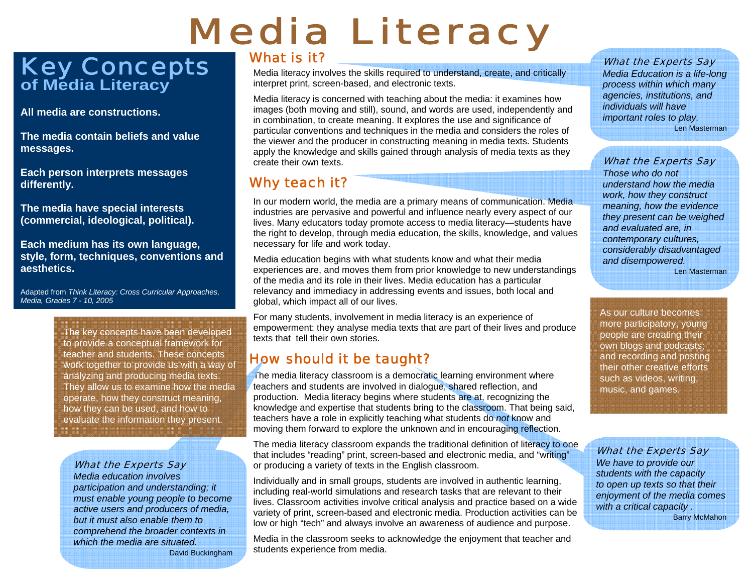# Media Literacy

## Key Concepts of Media Literacy

**All media are constructions.**

**The media contain beliefs and value messages.**

**Each person interprets messages differently.**

**The media have special interests (commercial, ideological, political).**

**Each medium has its own language, style, form, techniques, conventions and aesthetics.**

Adapted from *Think Literacy: Cross Curricular Approaches, Media, Grades 7 - 10, 2005*

The key concepts have been developed to provide a conceptual framework for teacher and students. These concepts work together to provide us with a way of analyzing and producing media texts. They allow us to examine how the media operate, how they construct meaning, how they can be used, and how to evaluate the information they present.

*What the Experts Say*

*Media education involves participation and understanding; it must enable young people to become active users and producers of media, but it must also enable them to comprehend the broader contexts in which the media are situated.*

David Buckingham

## What is it?

Media literacy involves the skills required to understand, create, and critically interpret print, screen-based, and electronic texts.

Media literacy is concerned with teaching about the media: it examines how images (both moving and still), sound, and words are used, independently and in combination, to create meaning. It explores the use and significance of particular conventions and techniques in the media and considers the roles of the viewer and the producer in constructing meaning in media texts. Students apply the knowledge and skills gained through analysis of media texts as they create their own texts.

## Why teach it?

In our modern world, the media are a primary means of communication. Media industries are pervasive and powerful and influence nearly every aspect of our lives. Many educators today promote access to media literacy—students have the right to develop, through media education, the skills, knowledge, and values necessary for life and work today.

Media education begins with what students know and what their media experiences are, and moves them from prior knowledge to new understandings of the media and its role in their lives. Media education has a particular relevancy and immediacy in addressing events and issues, both local and global, which impact all of our lives.

For many students, involvement in media literacy is an experience of empowerment: they analyse media texts that are part of their lives and produce texts that tell their own stories.

## How should it be taught?

The media literacy classroom is a democratic learning environment where teachers and students are involved in dialogue, shared reflection, and production. Media literacy begins where students are at, recognizing the knowledge and expertise that students bring to the classroom. That being said, teachers have a role in explicitly teaching what students do *not* know and moving them forward to explore the unknown and in encouraging reflection.

The media literacy classroom expands the traditional definition of literacy to one that includes "reading" print, screen-based and electronic media, and "writing" or producing a variety of texts in the English classroom.

Individually and in small groups, students are involved in authentic learning, including real-world simulations and research tasks that are relevant to their lives. Classroom activities involve critical analysis and practice based on a wide variety of print, screen-based and electronic media. Production activities can be low or high "tech" and always involve an awareness of audience and purpose.

Media in the classroom seeks to acknowledge the enjoyment that teacher and students experience from media.

*What the Experts Say*

*Media Education is a life-long process within which many agencies, institutions, and individuals will have important roles to play.*

Len Masterman

*What the Experts Say*

*Those who do not understand how the media work, how they construct meaning, how the evidence they present can be weighed and evaluated are, in contemporary cultures, considerably disadvantaged and disempowered.*

Len Masterman

As our culture becomes more participatory, young people are creating their own blogs and podcasts; and recording and posting their other creative efforts such as videos, writing, music, and games.

*What the Experts Say*

*We have to provide our students with the capacity to open up texts so that their enjoyment of the media comes with a critical capacity .*

Barry McMahon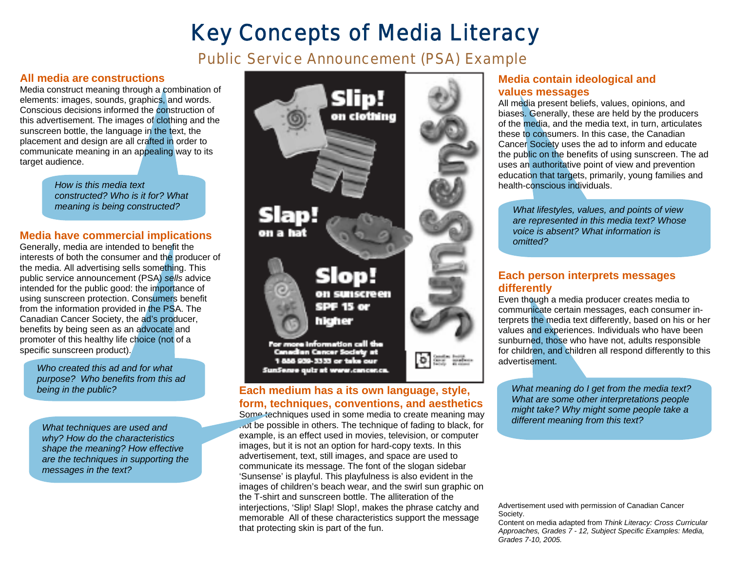# Key Concepts of Media Literacy

## Public Service Announcement (PSA) Example

### All media are constructions

Media construct meaning through a combination of elements: images, sounds, graphics, and words. Conscious decisions informed the construction of this advertisement. The images of clothing and the sunscreen bottle, the language in the text, the placement and design are all crafted in order to communicate meaning in an appealing way to its target audience.

*How is this media text constructed? Who is it for? What meaning is being constructed?*

### Media have commercial implications

Generally, media are intended to benefit the interests of both the consumer and the producer of the media. All advertising sells something. This public service announcement (PSA) *sells* advice intended for the public good: the importance of using sunscreen protection. Consumers benefit from the information provided in the PSA. The Canadian Cancer Society, the ad's producer, benefits by being seen as an advocate and promoter of this healthy life choice (not of a specific sunscreen product).

*Who created this ad and for what purpose? Who benefits from this ad being in the public?*

*What techniques are used and why? How do the characteristics shape the meaning? How effective are the techniques in supporting the messages in the text?*

Slip! on clothing

Slap! on a hat

Slop! on sunscreen SPF 15 or higher

For more information call the Canadian Cancer Society at 1 888 939-3333 or take our SunSense quiz at www.cancer.ca.

SunSense

### Each medium has a its own language, style, form, techniques, conventions, and aesthetics

Some techniques used in some media to create meaning may not be possible in others. The technique of fading to black, for example, is an effect used in movies, television, or computer images, but it is not an option for hard-copy texts. In this advertisement, text, still images, and space are used to communicate its message. The font of the slogan sidebar 'Sunsense' is playful. This playfulness is also evident in the images of children's beach wear, and the swirl sun graphic on the T-shirt and sunscreen bottle. The alliteration of the interjections, 'Slip! Slap! Slop!, makes the phrase catchy and memorable All of these characteristics support the message that protecting skin is part of the fun.

### Media contain ideological and values messages

All media present beliefs, values, opinions, and biases. Generally, these are held by the producers of the media, and the media text, in turn, articulates these to consumers. In this case, the Canadian Cancer Society uses the ad to inform and educate the public on the benefits of using sunscreen. The ad uses an authoritative point of view and prevention education that targets, primarily, young families and health-conscious individuals.

*What lifestyles, values, and points of view are represented in this media text? Whose voice is absent? What information is omitted?*

### Each person interprets messages differently

Even though a media producer creates media to communicate certain messages, each consumer interprets the media text differently, based on his or her values and experiences. Individuals who have been sunburned, those who have not, adults responsible for children, and children all respond differently to this advertisement.

*What meaning do I get from the media text? What are some other interpretations people might take? Why might some people take a different meaning from this text?*

Advertisement used with permission of Canadian Cancer Society.
Content on media adapted from *Think Literacy: Cross Curricular Approaches, Grades 7 - 12, Subject Specific Examples: Media, Grades 7-10, 2005.*